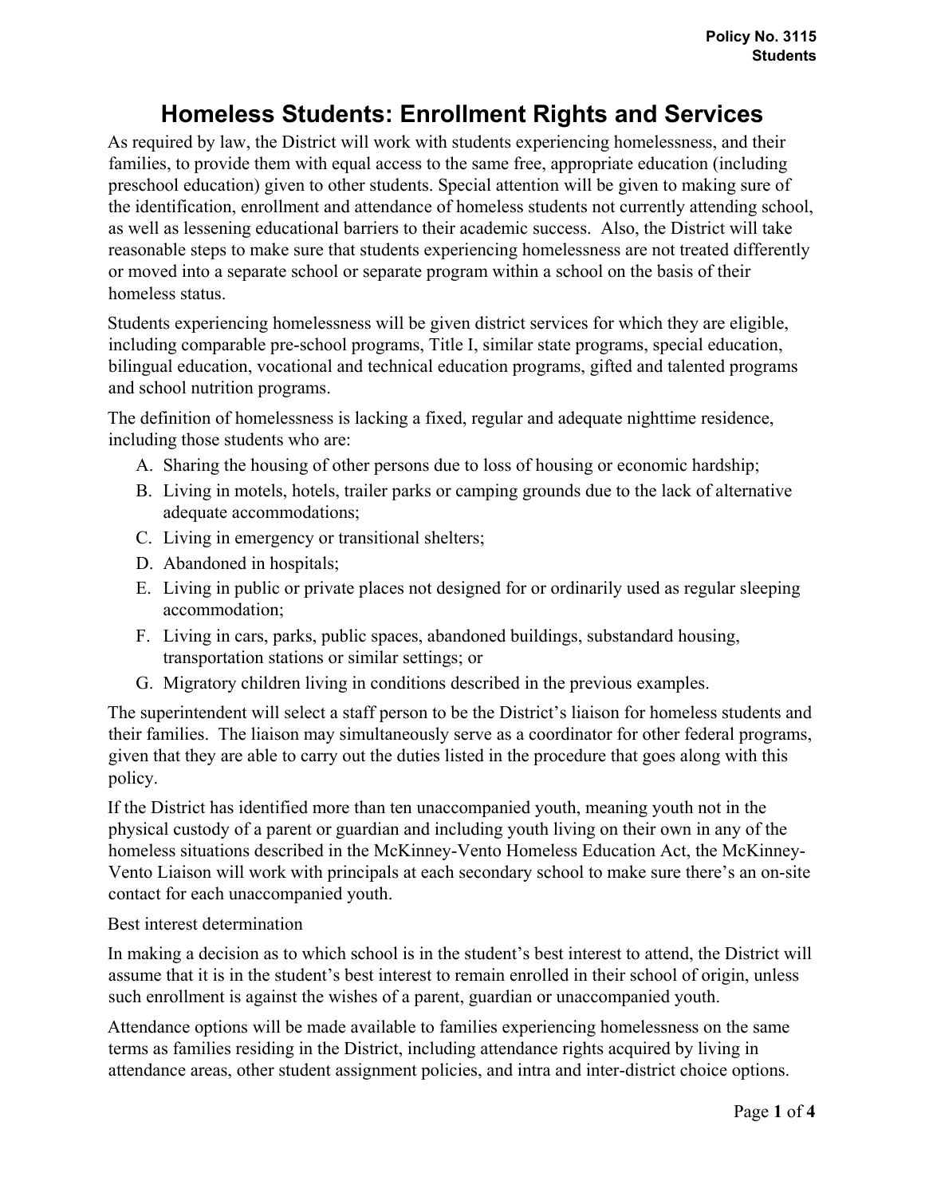Policy No. 3115
Students

# Homeless Students: Enrollment Rights and Services

As required by law, the District will work with students experiencing homelessness, and their families, to provide them with equal access to the same free, appropriate education (including preschool education) given to other students. Special attention will be given to making sure of the identification, enrollment and attendance of homeless students not currently attending school, as well as lessening educational barriers to their academic success. Also, the District will take reasonable steps to make sure that students experiencing homelessness are not treated differently or moved into a separate school or separate program within a school on the basis of their homeless status.

Students experiencing homelessness will be given district services for which they are eligible, including comparable pre-school programs, Title I, similar state programs, special education, bilingual education, vocational and technical education programs, gifted and talented programs and school nutrition programs.

The definition of homelessness is lacking a fixed, regular and adequate nighttime residence, including those students who are:

A. Sharing the housing of other persons due to loss of housing or economic hardship;
B. Living in motels, hotels, trailer parks or camping grounds due to the lack of alternative adequate accommodations;
C. Living in emergency or transitional shelters;
D. Abandoned in hospitals;
E. Living in public or private places not designed for or ordinarily used as regular sleeping accommodation;
F. Living in cars, parks, public spaces, abandoned buildings, substandard housing, transportation stations or similar settings; or
G. Migratory children living in conditions described in the previous examples.

The superintendent will select a staff person to be the District's liaison for homeless students and their families. The liaison may simultaneously serve as a coordinator for other federal programs, given that they are able to carry out the duties listed in the procedure that goes along with this policy.

If the District has identified more than ten unaccompanied youth, meaning youth not in the physical custody of a parent or guardian and including youth living on their own in any of the homeless situations described in the McKinney-Vento Homeless Education Act, the McKinney-Vento Liaison will work with principals at each secondary school to make sure there's an on-site contact for each unaccompanied youth.

Best interest determination

In making a decision as to which school is in the student's best interest to attend, the District will assume that it is in the student's best interest to remain enrolled in their school of origin, unless such enrollment is against the wishes of a parent, guardian or unaccompanied youth.

Attendance options will be made available to families experiencing homelessness on the same terms as families residing in the District, including attendance rights acquired by living in attendance areas, other student assignment policies, and intra and inter-district choice options.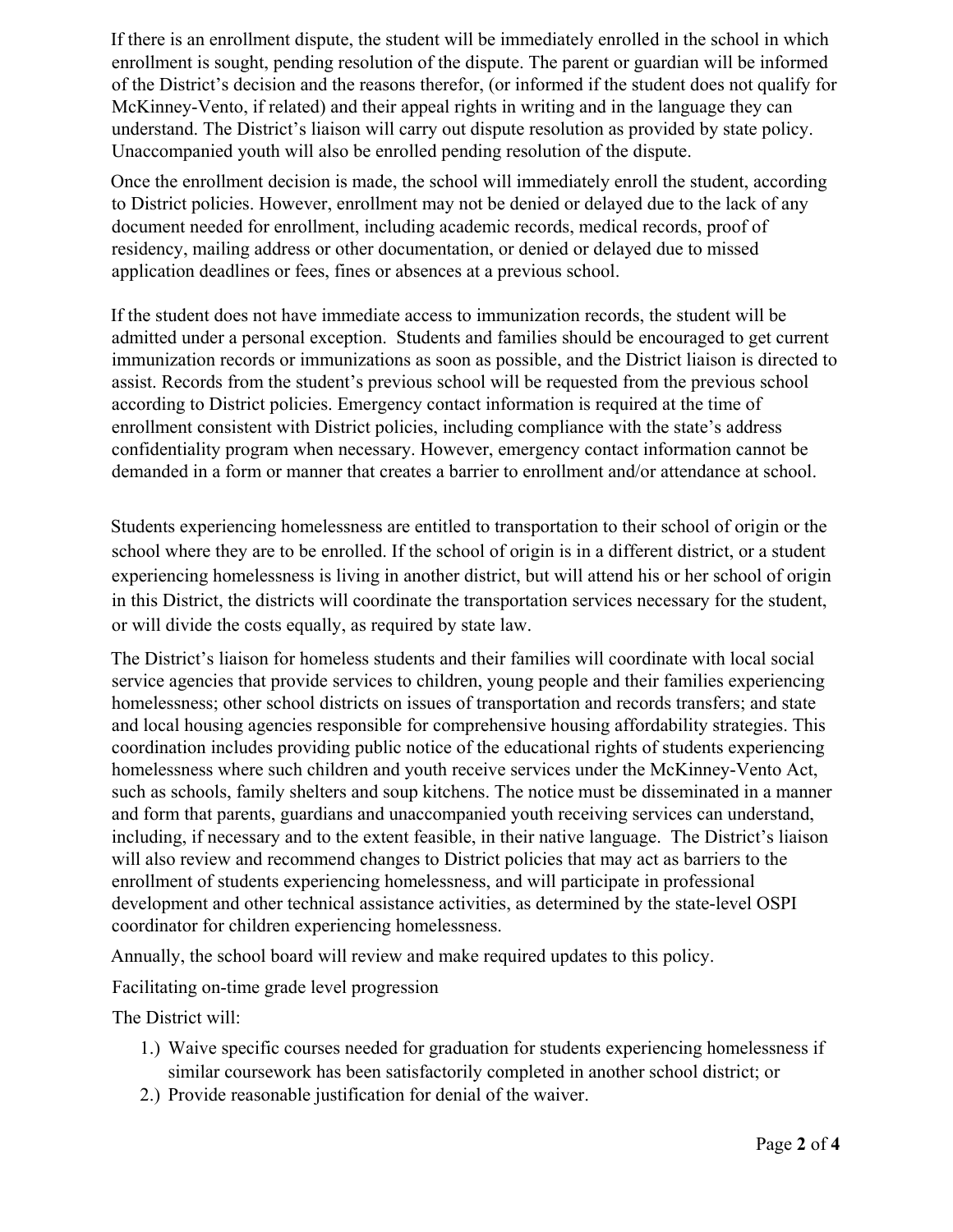If there is an enrollment dispute, the student will be immediately enrolled in the school in which enrollment is sought, pending resolution of the dispute. The parent or guardian will be informed of the District's decision and the reasons therefor, (or informed if the student does not qualify for McKinney-Vento, if related) and their appeal rights in writing and in the language they can understand. The District's liaison will carry out dispute resolution as provided by state policy. Unaccompanied youth will also be enrolled pending resolution of the dispute.

Once the enrollment decision is made, the school will immediately enroll the student, according to District policies. However, enrollment may not be denied or delayed due to the lack of any document needed for enrollment, including academic records, medical records, proof of residency, mailing address or other documentation, or denied or delayed due to missed application deadlines or fees, fines or absences at a previous school.

If the student does not have immediate access to immunization records, the student will be admitted under a personal exception. Students and families should be encouraged to get current immunization records or immunizations as soon as possible, and the District liaison is directed to assist. Records from the student's previous school will be requested from the previous school according to District policies. Emergency contact information is required at the time of enrollment consistent with District policies, including compliance with the state's address confidentiality program when necessary. However, emergency contact information cannot be demanded in a form or manner that creates a barrier to enrollment and/or attendance at school.

Students experiencing homelessness are entitled to transportation to their school of origin or the school where they are to be enrolled. If the school of origin is in a different district, or a student experiencing homelessness is living in another district, but will attend his or her school of origin in this District, the districts will coordinate the transportation services necessary for the student, or will divide the costs equally, as required by state law.

The District's liaison for homeless students and their families will coordinate with local social service agencies that provide services to children, young people and their families experiencing homelessness; other school districts on issues of transportation and records transfers; and state and local housing agencies responsible for comprehensive housing affordability strategies. This coordination includes providing public notice of the educational rights of students experiencing homelessness where such children and youth receive services under the McKinney-Vento Act, such as schools, family shelters and soup kitchens. The notice must be disseminated in a manner and form that parents, guardians and unaccompanied youth receiving services can understand, including, if necessary and to the extent feasible, in their native language. The District's liaison will also review and recommend changes to District policies that may act as barriers to the enrollment of students experiencing homelessness, and will participate in professional development and other technical assistance activities, as determined by the state-level OSPI coordinator for children experiencing homelessness.

Annually, the school board will review and make required updates to this policy.

Facilitating on-time grade level progression

The District will:

1.) Waive specific courses needed for graduation for students experiencing homelessness if similar coursework has been satisfactorily completed in another school district; or
2.) Provide reasonable justification for denial of the waiver.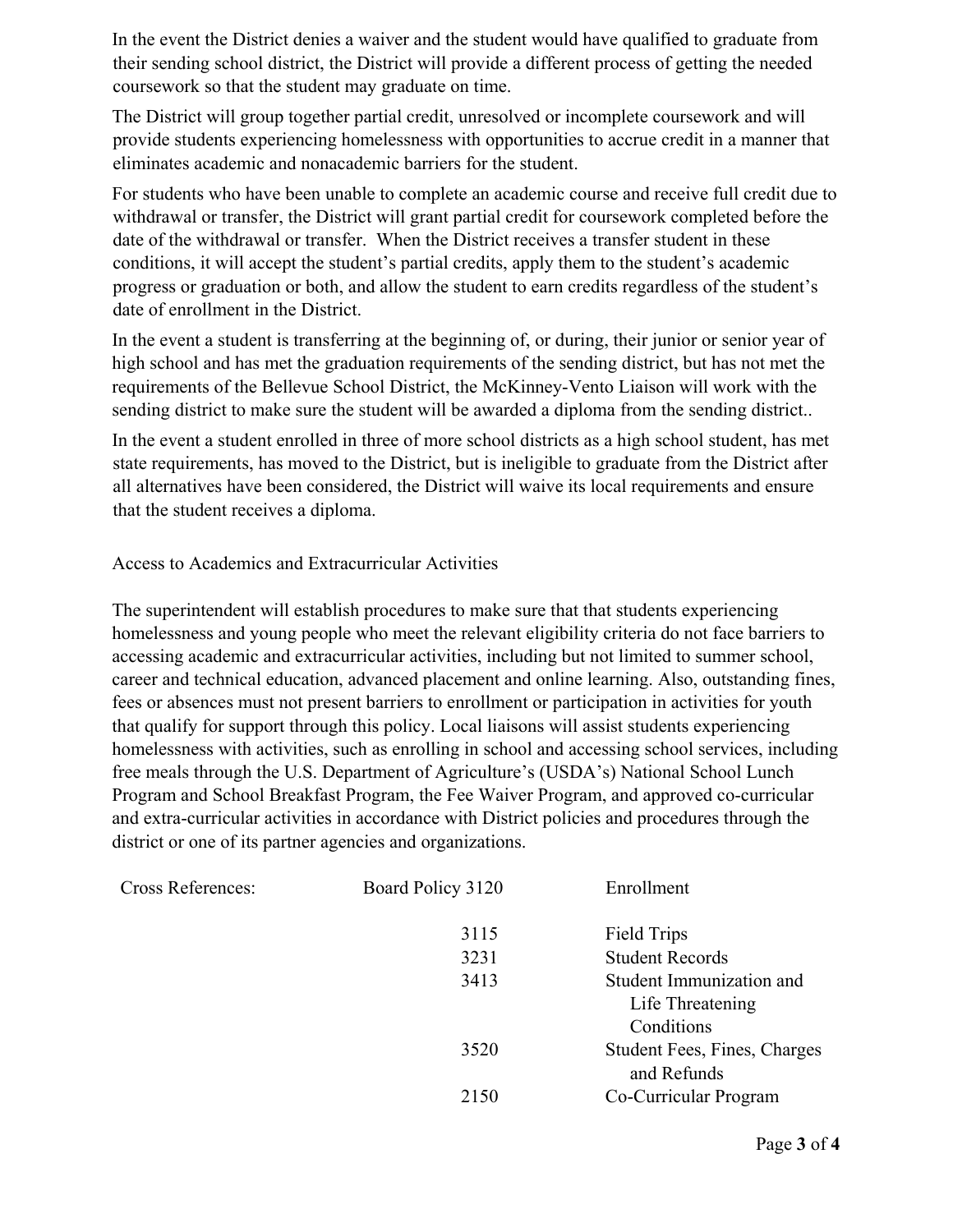In the event the District denies a waiver and the student would have qualified to graduate from their sending school district, the District will provide a different process of getting the needed coursework so that the student may graduate on time.

The District will group together partial credit, unresolved or incomplete coursework and will provide students experiencing homelessness with opportunities to accrue credit in a manner that eliminates academic and nonacademic barriers for the student.

For students who have been unable to complete an academic course and receive full credit due to withdrawal or transfer, the District will grant partial credit for coursework completed before the date of the withdrawal or transfer. When the District receives a transfer student in these conditions, it will accept the student's partial credits, apply them to the student's academic progress or graduation or both, and allow the student to earn credits regardless of the student's date of enrollment in the District.

In the event a student is transferring at the beginning of, or during, their junior or senior year of high school and has met the graduation requirements of the sending district, but has not met the requirements of the Bellevue School District, the McKinney-Vento Liaison will work with the sending district to make sure the student will be awarded a diploma from the sending district..

In the event a student enrolled in three of more school districts as a high school student, has met state requirements, has moved to the District, but is ineligible to graduate from the District after all alternatives have been considered, the District will waive its local requirements and ensure that the student receives a diploma.

## Access to Academics and Extracurricular Activities

The superintendent will establish procedures to make sure that that students experiencing homelessness and young people who meet the relevant eligibility criteria do not face barriers to accessing academic and extracurricular activities, including but not limited to summer school, career and technical education, advanced placement and online learning. Also, outstanding fines, fees or absences must not present barriers to enrollment or participation in activities for youth that qualify for support through this policy. Local liaisons will assist students experiencing homelessness with activities, such as enrolling in school and accessing school services, including free meals through the U.S. Department of Agriculture's (USDA's) National School Lunch Program and School Breakfast Program, the Fee Waiver Program, and approved co-curricular and extra-curricular activities in accordance with District policies and procedures through the district or one of its partner agencies and organizations.

| Cross References: | Board Policy 3120 | Enrollment |
|---|---|---|
| | 3115 | Field Trips |
| | 3231 | Student Records |
| | 3413 | Student Immunization and Life Threatening Conditions |
| | 3520 | Student Fees, Fines, Charges and Refunds |
| | 2150 | Co-Curricular Program |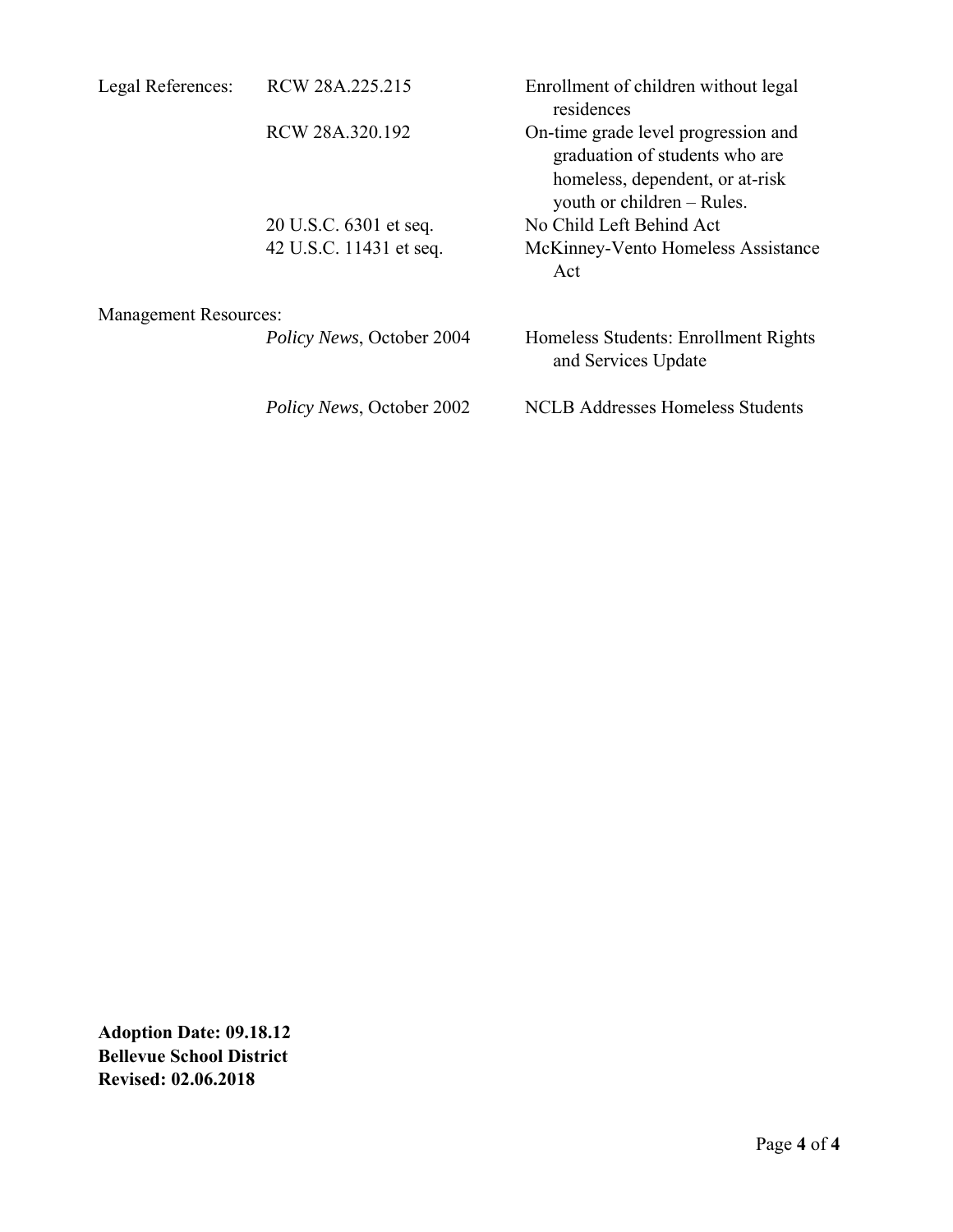| | | |
|---|---|---|
| Legal References: | RCW 28A.225.215 | Enrollment of children without legal residences |
| | RCW 28A.320.192 | On-time grade level progression and graduation of students who are homeless, dependent, or at-risk youth or children – Rules. |
| | 20 U.S.C. 6301 et seq. | No Child Left Behind Act |
| | 42 U.S.C. 11431 et seq. | McKinney-Vento Homeless Assistance Act |
| Management Resources: | | |
| | *Policy News*, October 2004 | Homeless Students: Enrollment Rights and Services Update |
| | *Policy News*, October 2002 | NCLB Addresses Homeless Students |

**Adoption Date: 09.18.12**
**Bellevue School District**
**Revised: 02.06.2018**